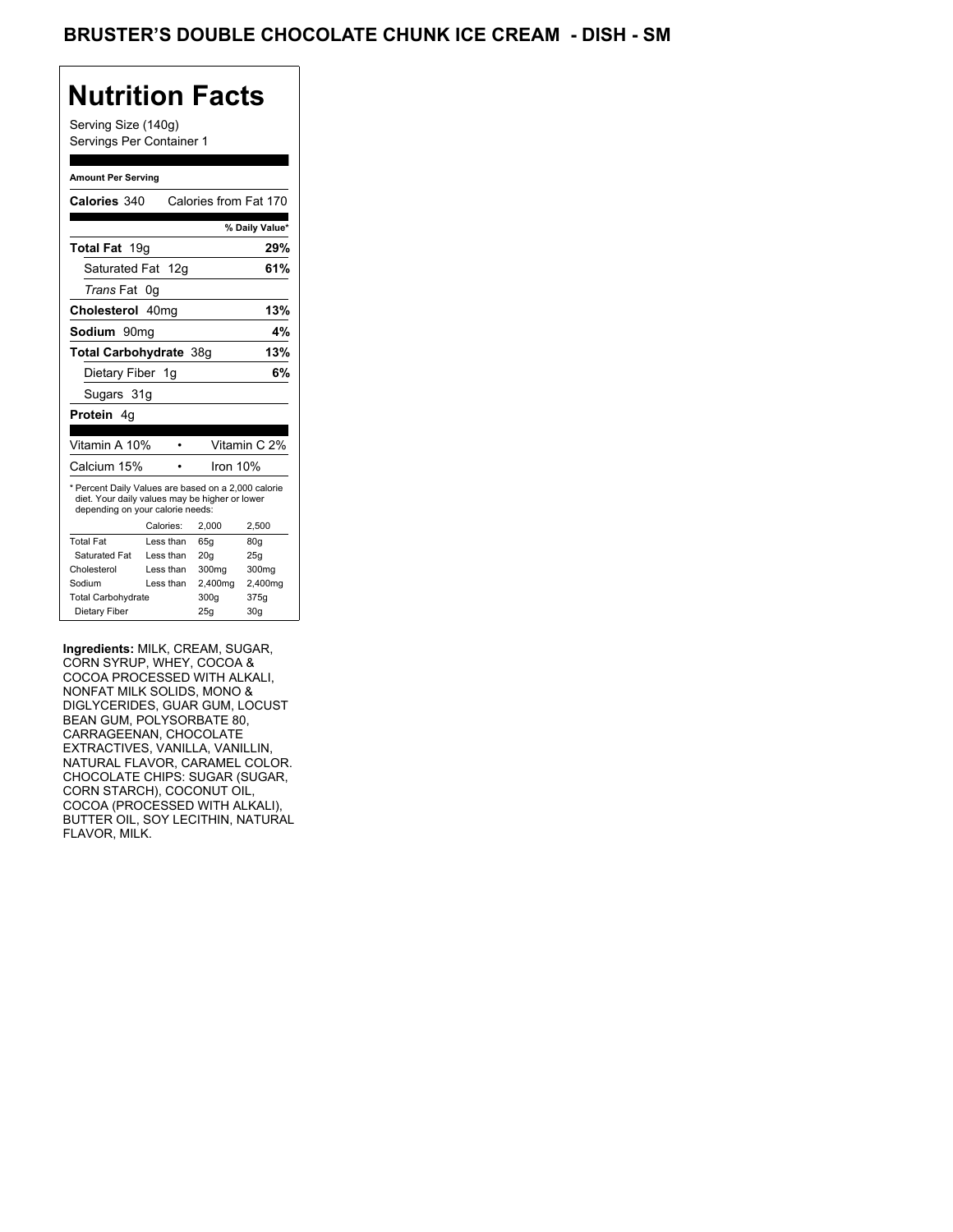# BRUSTER'S DOUBLE CHOCOLATE CHUNK ICE CREAM - DISH - SM

## Nutrition Facts

Serving Size (140g)
Servings Per Container 1

**Amount Per Serving**

| | |
|---|---|
| **Calories** 340 | Calories from Fat 170 |
| | **% Daily Value*** |
| **Total Fat** 19g | **29%** |
| Saturated Fat 12g | **61%** |
| *Trans* Fat 0g | |
| **Cholesterol** 40mg | **13%** |
| **Sodium** 90mg | **4%** |
| **Total Carbohydrate** 38g | **13%** |
| Dietary Fiber 1g | **6%** |
| Sugars 31g | |
| **Protein** 4g | |

| | | |
|---|---|---|
| Vitamin A 10% | • | Vitamin C 2% |
| Calcium 15% | • | Iron 10% |

* Percent Daily Values are based on a 2,000 calorie diet. Your daily values may be higher or lower depending on your calorie needs:

| | Calories: | 2,000 | 2,500 |
|---|---|---|---|
| Total Fat | Less than | 65g | 80g |
| Saturated Fat | Less than | 20g | 25g |
| Cholesterol | Less than | 300mg | 300mg |
| Sodium | Less than | 2,400mg | 2,400mg |
| Total Carbohydrate | | 300g | 375g |
| Dietary Fiber | | 25g | 30g |

**Ingredients:** MILK, CREAM, SUGAR, CORN SYRUP, WHEY, COCOA & COCOA PROCESSED WITH ALKALI, NONFAT MILK SOLIDS, MONO & DIGLYCERIDES, GUAR GUM, LOCUST BEAN GUM, POLYSORBATE 80, CARRAGEENAN, CHOCOLATE EXTRACTIVES, VANILLA, VANILLIN, NATURAL FLAVOR, CARAMEL COLOR. CHOCOLATE CHIPS: SUGAR (SUGAR, CORN STARCH), COCONUT OIL, COCOA (PROCESSED WITH ALKALI), BUTTER OIL, SOY LECITHIN, NATURAL FLAVOR, MILK.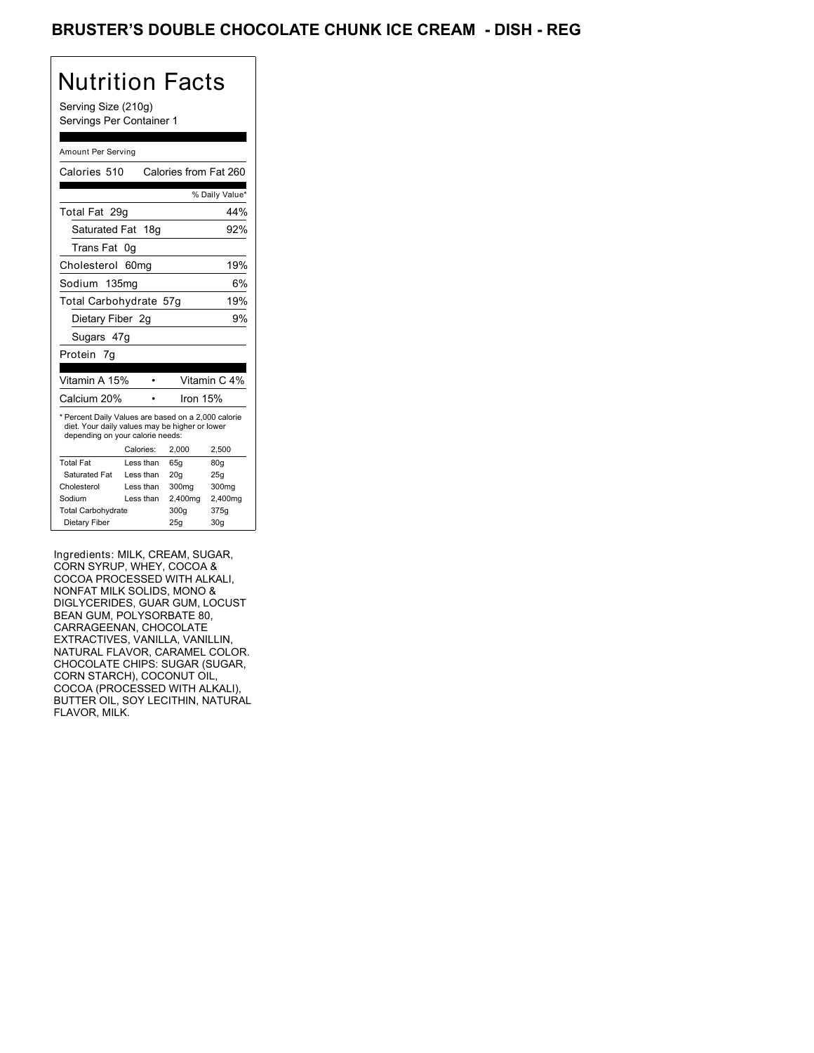## BRUSTER'S DOUBLE CHOCOLATE CHUNK ICE CREAM - DISH - REG

# Nutrition Facts

Serving Size (210g)
Servings Per Container 1

Amount Per Serving

| | |
|---|---|
| Calories 510 | Calories from Fat 260 |
| | % Daily Value* |
| Total Fat 29g | 44% |
| Saturated Fat 18g | 92% |
| Trans Fat 0g | |
| Cholesterol 60mg | 19% |
| Sodium 135mg | 6% |
| Total Carbohydrate 57g | 19% |
| Dietary Fiber 2g | 9% |
| Sugars 47g | |
| Protein 7g | |

| | |
|---|---|
| Vitamin A 15% | Vitamin C 4% |
| Calcium 20% | Iron 15% |

* Percent Daily Values are based on a 2,000 calorie diet. Your daily values may be higher or lower depending on your calorie needs:

| | Calories: | 2,000 | 2,500 |
|---|---|---|---|
| Total Fat | Less than | 65g | 80g |
| Saturated Fat | Less than | 20g | 25g |
| Cholesterol | Less than | 300mg | 300mg |
| Sodium | Less than | 2,400mg | 2,400mg |
| Total Carbohydrate | | 300g | 375g |
| Dietary Fiber | | 25g | 30g |

Ingredients: MILK, CREAM, SUGAR, CORN SYRUP, WHEY, COCOA & COCOA PROCESSED WITH ALKALI, NONFAT MILK SOLIDS, MONO & DIGLYCERIDES, GUAR GUM, LOCUST BEAN GUM, POLYSORBATE 80, CARRAGEENAN, CHOCOLATE EXTRACTIVES, VANILLA, VANILLIN, NATURAL FLAVOR, CARAMEL COLOR. CHOCOLATE CHIPS: SUGAR (SUGAR, CORN STARCH), COCONUT OIL, COCOA (PROCESSED WITH ALKALI), BUTTER OIL, SOY LECITHIN, NATURAL FLAVOR, MILK.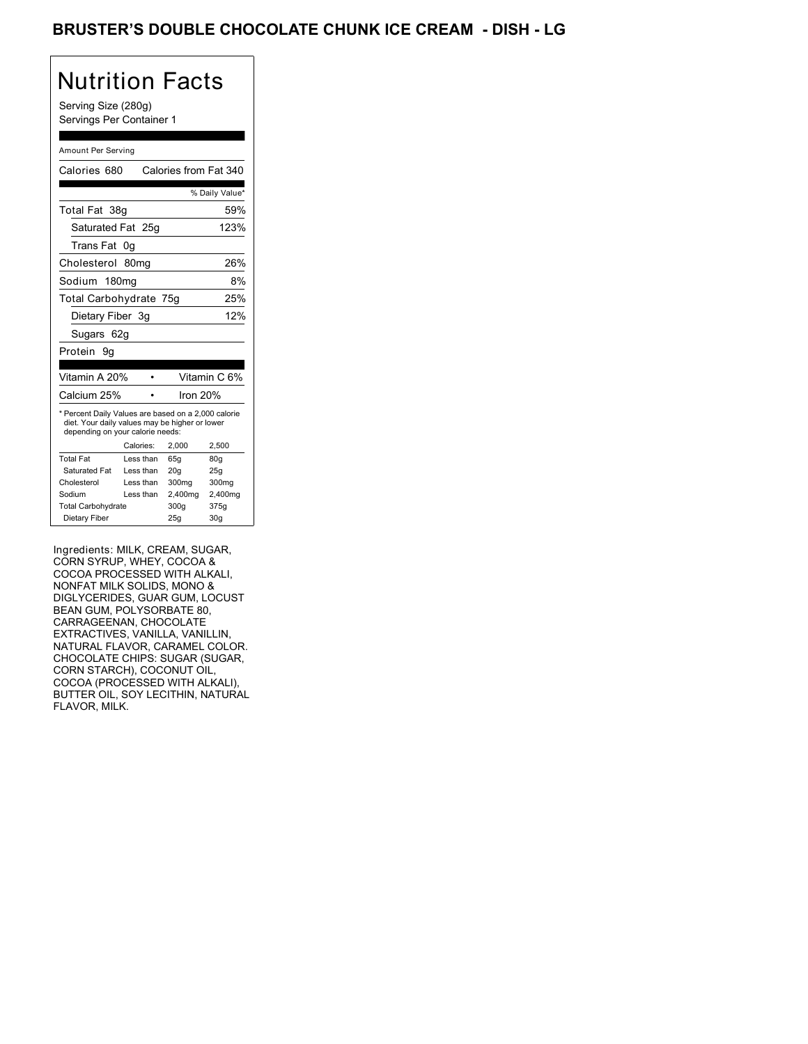# BRUSTER'S DOUBLE CHOCOLATE CHUNK ICE CREAM - DISH - LG

## Nutrition Facts

Serving Size (280g)
Servings Per Container 1

Amount Per Serving

Calories 680 Calories from Fat 340

| | % Daily Value* |
|---|---|
| Total Fat 38g | 59% |
| Saturated Fat 25g | 123% |
| Trans Fat 0g | |
| Cholesterol 80mg | 26% |
| Sodium 180mg | 8% |
| Total Carbohydrate 75g | 25% |
| Dietary Fiber 3g | 12% |
| Sugars 62g | |
| Protein 9g | |

| | |
|---|---|
| Vitamin A 20% | Vitamin C 6% |
| Calcium 25% | Iron 20% |

* Percent Daily Values are based on a 2,000 calorie diet. Your daily values may be higher or lower depending on your calorie needs:

| | Calories: | 2,000 | 2,500 |
|---|---|---|---|
| Total Fat | Less than | 65g | 80g |
| Saturated Fat | Less than | 20g | 25g |
| Cholesterol | Less than | 300mg | 300mg |
| Sodium | Less than | 2,400mg | 2,400mg |
| Total Carbohydrate | | 300g | 375g |
| Dietary Fiber | | 25g | 30g |

Ingredients: MILK, CREAM, SUGAR, CORN SYRUP, WHEY, COCOA & COCOA PROCESSED WITH ALKALI, NONFAT MILK SOLIDS, MONO & DIGLYCERIDES, GUAR GUM, LOCUST BEAN GUM, POLYSORBATE 80, CARRAGEENAN, CHOCOLATE EXTRACTIVES, VANILLA, VANILLIN, NATURAL FLAVOR, CARAMEL COLOR. CHOCOLATE CHIPS: SUGAR (SUGAR, CORN STARCH), COCONUT OIL, COCOA (PROCESSED WITH ALKALI), BUTTER OIL, SOY LECITHIN, NATURAL FLAVOR, MILK.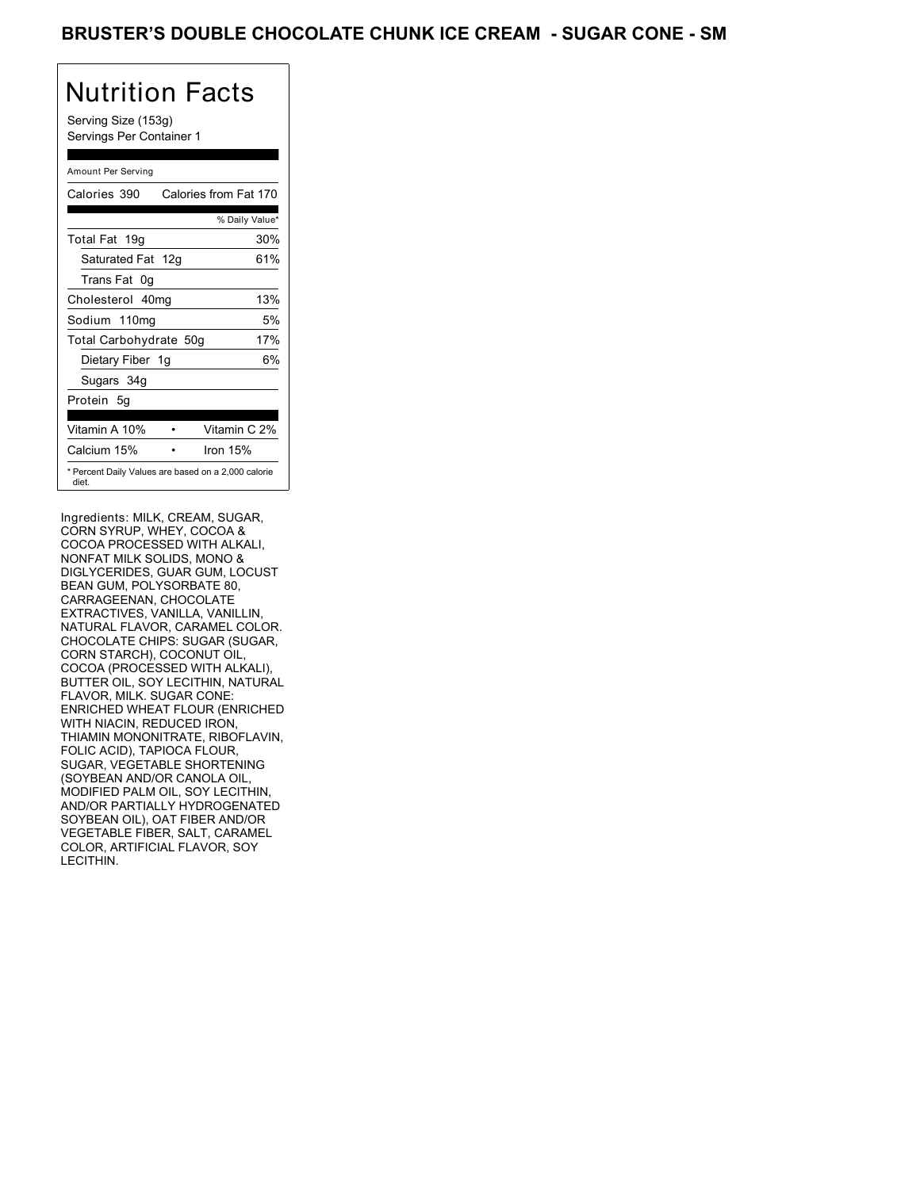# BRUSTER'S DOUBLE CHOCOLATE CHUNK ICE CREAM - SUGAR CONE - SM

## Nutrition Facts

Serving Size (153g)
Servings Per Container 1

| Amount Per Serving | |
|---|---|
| Calories 390 | Calories from Fat 170 |
| | % Daily Value* |
| Total Fat 19g | 30% |
| Saturated Fat 12g | 61% |
| Trans Fat 0g | |
| Cholesterol 40mg | 13% |
| Sodium 110mg | 5% |
| Total Carbohydrate 50g | 17% |
| Dietary Fiber 1g | 6% |
| Sugars 34g | |
| Protein 5g | |
| Vitamin A 10% | Vitamin C 2% |
| Calcium 15% | Iron 15% |

* Percent Daily Values are based on a 2,000 calorie diet.

Ingredients: MILK, CREAM, SUGAR, CORN SYRUP, WHEY, COCOA & COCOA PROCESSED WITH ALKALI, NONFAT MILK SOLIDS, MONO & DIGLYCERIDES, GUAR GUM, LOCUST BEAN GUM, POLYSORBATE 80, CARRAGEENAN, CHOCOLATE EXTRACTIVES, VANILLA, VANILLIN, NATURAL FLAVOR, CARAMEL COLOR. CHOCOLATE CHIPS: SUGAR (SUGAR, CORN STARCH), COCONUT OIL, COCOA (PROCESSED WITH ALKALI), BUTTER OIL, SOY LECITHIN, NATURAL FLAVOR, MILK. SUGAR CONE: ENRICHED WHEAT FLOUR (ENRICHED WITH NIACIN, REDUCED IRON, THIAMIN MONONITRATE, RIBOFLAVIN, FOLIC ACID), TAPIOCA FLOUR, SUGAR, VEGETABLE SHORTENING (SOYBEAN AND/OR CANOLA OIL, MODIFIED PALM OIL, SOY LECITHIN, AND/OR PARTIALLY HYDROGENATED SOYBEAN OIL), OAT FIBER AND/OR VEGETABLE FIBER, SALT, CARAMEL COLOR, ARTIFICIAL FLAVOR, SOY LECITHIN.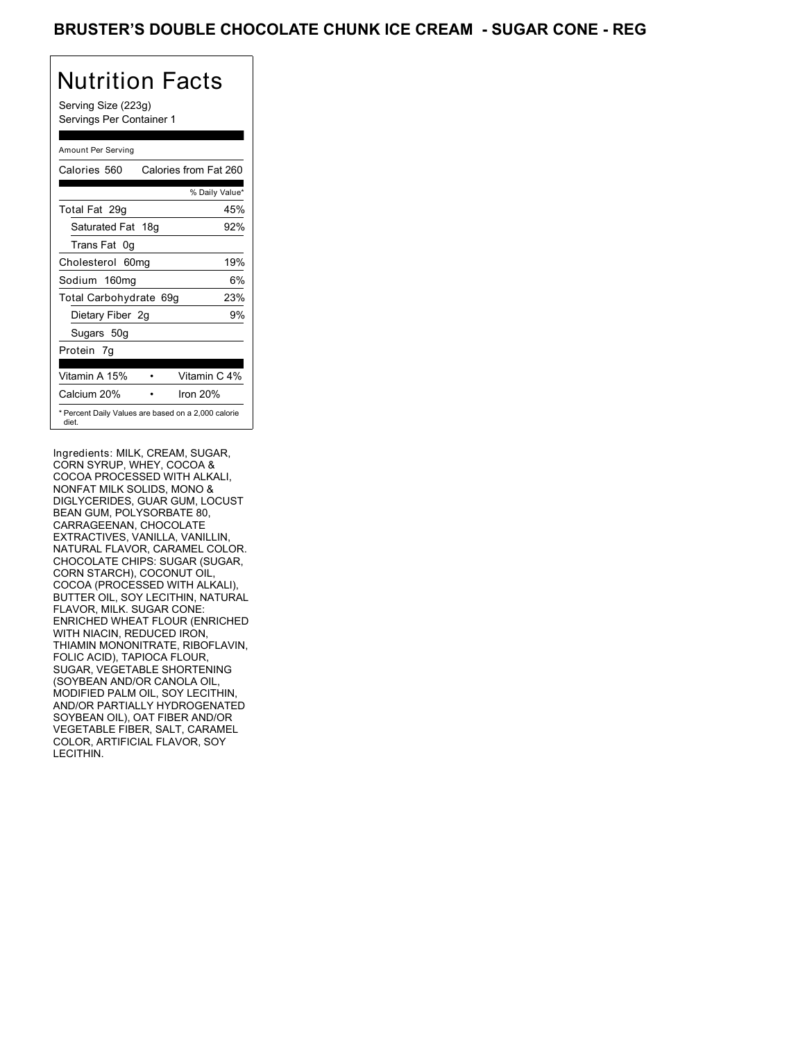# BRUSTER'S DOUBLE CHOCOLATE CHUNK ICE CREAM - SUGAR CONE - REG

## Nutrition Facts

Serving Size (223g)
Servings Per Container 1

Amount Per Serving

| Calories 560 | Calories from Fat 260 |
|---|---|
| | % Daily Value* |
| Total Fat 29g | 45% |
| Saturated Fat 18g | 92% |
| Trans Fat 0g | |
| Cholesterol 60mg | 19% |
| Sodium 160mg | 6% |
| Total Carbohydrate 69g | 23% |
| Dietary Fiber 2g | 9% |
| Sugars 50g | |
| Protein 7g | |

| Vitamin A 15% | • | Vitamin C 4% |
|---|---|---|
| Calcium 20% | • | Iron 20% |

* Percent Daily Values are based on a 2,000 calorie diet.

Ingredients: MILK, CREAM, SUGAR, CORN SYRUP, WHEY, COCOA & COCOA PROCESSED WITH ALKALI, NONFAT MILK SOLIDS, MONO & DIGLYCERIDES, GUAR GUM, LOCUST BEAN GUM, POLYSORBATE 80, CARRAGEENAN, CHOCOLATE EXTRACTIVES, VANILLA, VANILLIN, NATURAL FLAVOR, CARAMEL COLOR. CHOCOLATE CHIPS: SUGAR (SUGAR, CORN STARCH), COCONUT OIL, COCOA (PROCESSED WITH ALKALI), BUTTER OIL, SOY LECITHIN, NATURAL FLAVOR, MILK. SUGAR CONE: ENRICHED WHEAT FLOUR (ENRICHED WITH NIACIN, REDUCED IRON, THIAMIN MONONITRATE, RIBOFLAVIN, FOLIC ACID), TAPIOCA FLOUR, SUGAR, VEGETABLE SHORTENING (SOYBEAN AND/OR CANOLA OIL, MODIFIED PALM OIL, SOY LECITHIN, AND/OR PARTIALLY HYDROGENATED SOYBEAN OIL), OAT FIBER AND/OR VEGETABLE FIBER, SALT, CARAMEL COLOR, ARTIFICIAL FLAVOR, SOY LECITHIN.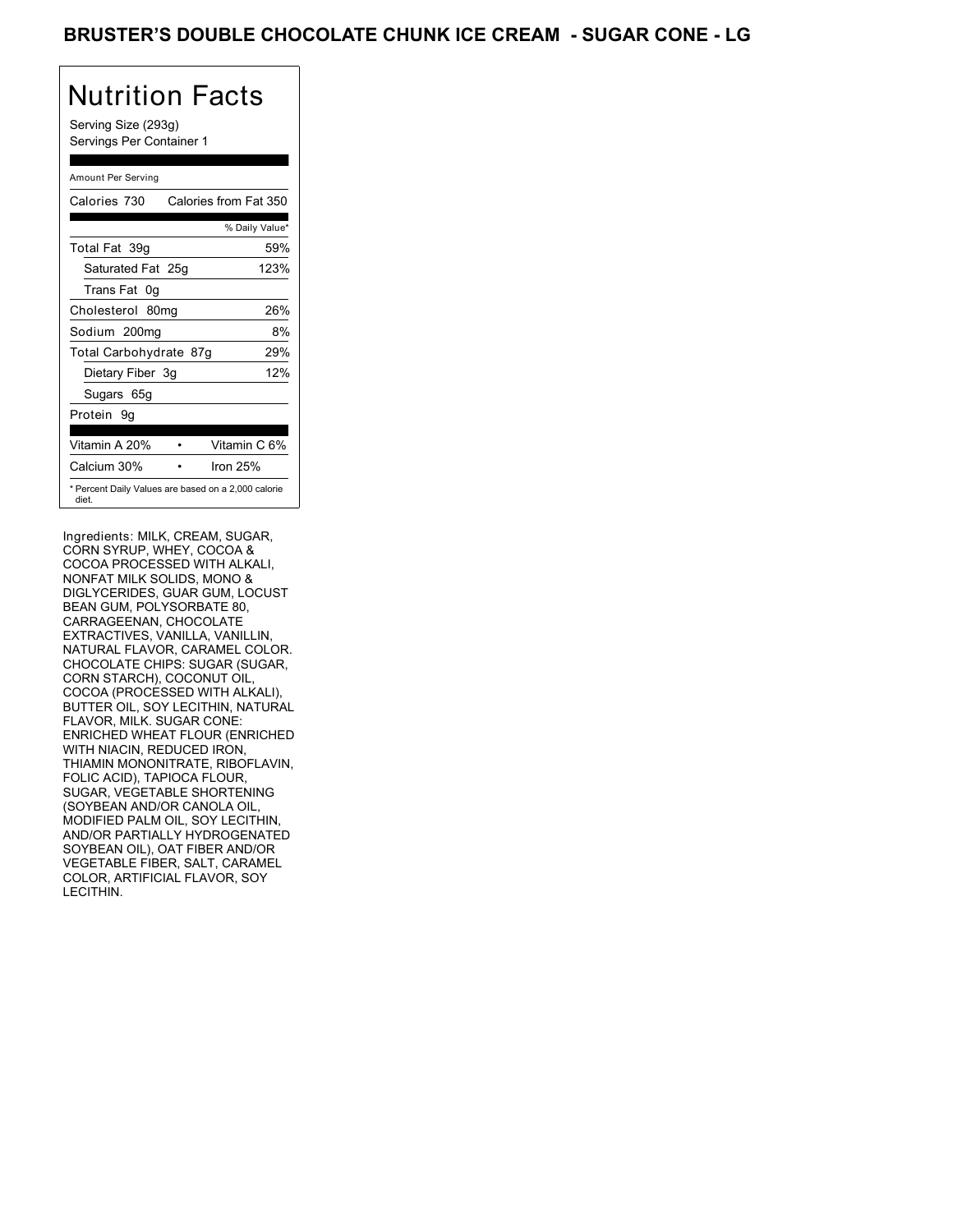# BRUSTER'S DOUBLE CHOCOLATE CHUNK ICE CREAM - SUGAR CONE - LG

## Nutrition Facts

Serving Size (293g)
Servings Per Container 1

Amount Per Serving

| Calories 730 | Calories from Fat 350 |
|---|---|
| | % Daily Value* |
| Total Fat 39g | 59% |
| Saturated Fat 25g | 123% |
| Trans Fat 0g | |
| Cholesterol 80mg | 26% |
| Sodium 200mg | 8% |
| Total Carbohydrate 87g | 29% |
| Dietary Fiber 3g | 12% |
| Sugars 65g | |
| Protein 9g | |

| Vitamin A 20% | • | Vitamin C 6% |
|---|---|---|
| Calcium 30% | • | Iron 25% |

* Percent Daily Values are based on a 2,000 calorie diet.

Ingredients: MILK, CREAM, SUGAR, CORN SYRUP, WHEY, COCOA & COCOA PROCESSED WITH ALKALI, NONFAT MILK SOLIDS, MONO & DIGLYCERIDES, GUAR GUM, LOCUST BEAN GUM, POLYSORBATE 80, CARRAGEENAN, CHOCOLATE EXTRACTIVES, VANILLA, VANILLIN, NATURAL FLAVOR, CARAMEL COLOR. CHOCOLATE CHIPS: SUGAR (SUGAR, CORN STARCH), COCONUT OIL, COCOA (PROCESSED WITH ALKALI), BUTTER OIL, SOY LECITHIN, NATURAL FLAVOR, MILK. SUGAR CONE: ENRICHED WHEAT FLOUR (ENRICHED WITH NIACIN, REDUCED IRON, THIAMIN MONONITRATE, RIBOFLAVIN, FOLIC ACID), TAPIOCA FLOUR, SUGAR, VEGETABLE SHORTENING (SOYBEAN AND/OR CANOLA OIL, MODIFIED PALM OIL, SOY LECITHIN, AND/OR PARTIALLY HYDROGENATED SOYBEAN OIL), OAT FIBER AND/OR VEGETABLE FIBER, SALT, CARAMEL COLOR, ARTIFICIAL FLAVOR, SOY LECITHIN.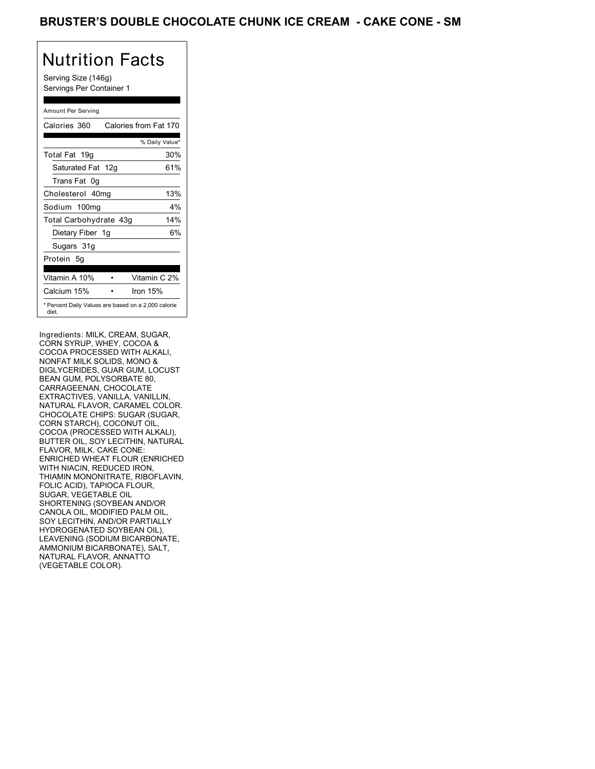# BRUSTER'S DOUBLE CHOCOLATE CHUNK ICE CREAM - CAKE CONE - SM

## Nutrition Facts

Serving Size (146g)
Servings Per Container 1

Amount Per Serving

| | |
|---|---|
| Calories 360 | Calories from Fat 170 |
| | % Daily Value* |
| Total Fat 19g | 30% |
| Saturated Fat 12g | 61% |
| Trans Fat 0g | |
| Cholesterol 40mg | 13% |
| Sodium 100mg | 4% |
| Total Carbohydrate 43g | 14% |
| Dietary Fiber 1g | 6% |
| Sugars 31g | |
| Protein 5g | |
| Vitamin A 10% • | Vitamin C 2% |
| Calcium 15% • | Iron 15% |

* Percent Daily Values are based on a 2,000 calorie diet.

Ingredients: MILK, CREAM, SUGAR, CORN SYRUP, WHEY, COCOA & COCOA PROCESSED WITH ALKALI, NONFAT MILK SOLIDS, MONO & DIGLYCERIDES, GUAR GUM, LOCUST BEAN GUM, POLYSORBATE 80, CARRAGEENAN, CHOCOLATE EXTRACTIVES, VANILLA, VANILLIN, NATURAL FLAVOR, CARAMEL COLOR. CHOCOLATE CHIPS: SUGAR (SUGAR, CORN STARCH), COCONUT OIL, COCOA (PROCESSED WITH ALKALI), BUTTER OIL, SOY LECITHIN, NATURAL FLAVOR, MILK. CAKE CONE: ENRICHED WHEAT FLOUR (ENRICHED WITH NIACIN, REDUCED IRON, THIAMIN MONONITRATE, RIBOFLAVIN, FOLIC ACID), TAPIOCA FLOUR, SUGAR, VEGETABLE OIL SHORTENING (SOYBEAN AND/OR CANOLA OIL, MODIFIED PALM OIL, SOY LECITHIN, AND/OR PARTIALLY HYDROGENATED SOYBEAN OIL), LEAVENING (SODIUM BICARBONATE, AMMONIUM BICARBONATE), SALT, NATURAL FLAVOR, ANNATTO (VEGETABLE COLOR).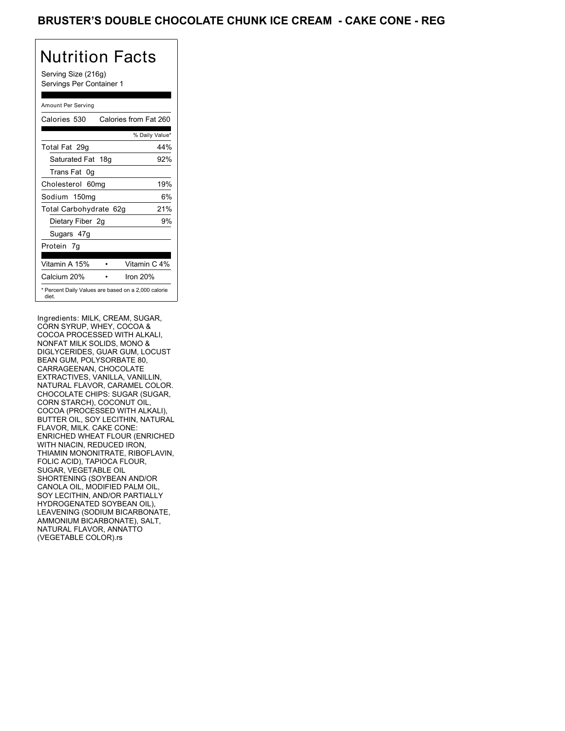# BRUSTER'S DOUBLE CHOCOLATE CHUNK ICE CREAM - CAKE CONE - REG

## Nutrition Facts

Serving Size (216g)
Servings Per Container 1

Amount Per Serving

| Calories 530 | Calories from Fat 260 |
|---|---|
| | % Daily Value* |
| Total Fat 29g | 44% |
| Saturated Fat 18g | 92% |
| Trans Fat 0g | |
| Cholesterol 60mg | 19% |
| Sodium 150mg | 6% |
| Total Carbohydrate 62g | 21% |
| Dietary Fiber 2g | 9% |
| Sugars 47g | |
| Protein 7g | |

| Vitamin A 15% | • | Vitamin C 4% |
|---|---|---|
| Calcium 20% | • | Iron 20% |

* Percent Daily Values are based on a 2,000 calorie diet.

Ingredients: MILK, CREAM, SUGAR, CORN SYRUP, WHEY, COCOA & COCOA PROCESSED WITH ALKALI, NONFAT MILK SOLIDS, MONO & DIGLYCERIDES, GUAR GUM, LOCUST BEAN GUM, POLYSORBATE 80, CARRAGEENAN, CHOCOLATE EXTRACTIVES, VANILLA, VANILLIN, NATURAL FLAVOR, CARAMEL COLOR. CHOCOLATE CHIPS: SUGAR (SUGAR, CORN STARCH), COCONUT OIL, COCOA (PROCESSED WITH ALKALI), BUTTER OIL, SOY LECITHIN, NATURAL FLAVOR, MILK. CAKE CONE: ENRICHED WHEAT FLOUR (ENRICHED WITH NIACIN, REDUCED IRON, THIAMIN MONONITRATE, RIBOFLAVIN, FOLIC ACID), TAPIOCA FLOUR, SUGAR, VEGETABLE OIL SHORTENING (SOYBEAN AND/OR CANOLA OIL, MODIFIED PALM OIL, SOY LECITHIN, AND/OR PARTIALLY HYDROGENATED SOYBEAN OIL), LEAVENING (SODIUM BICARBONATE, AMMONIUM BICARBONATE), SALT, NATURAL FLAVOR, ANNATTO (VEGETABLE COLOR).rs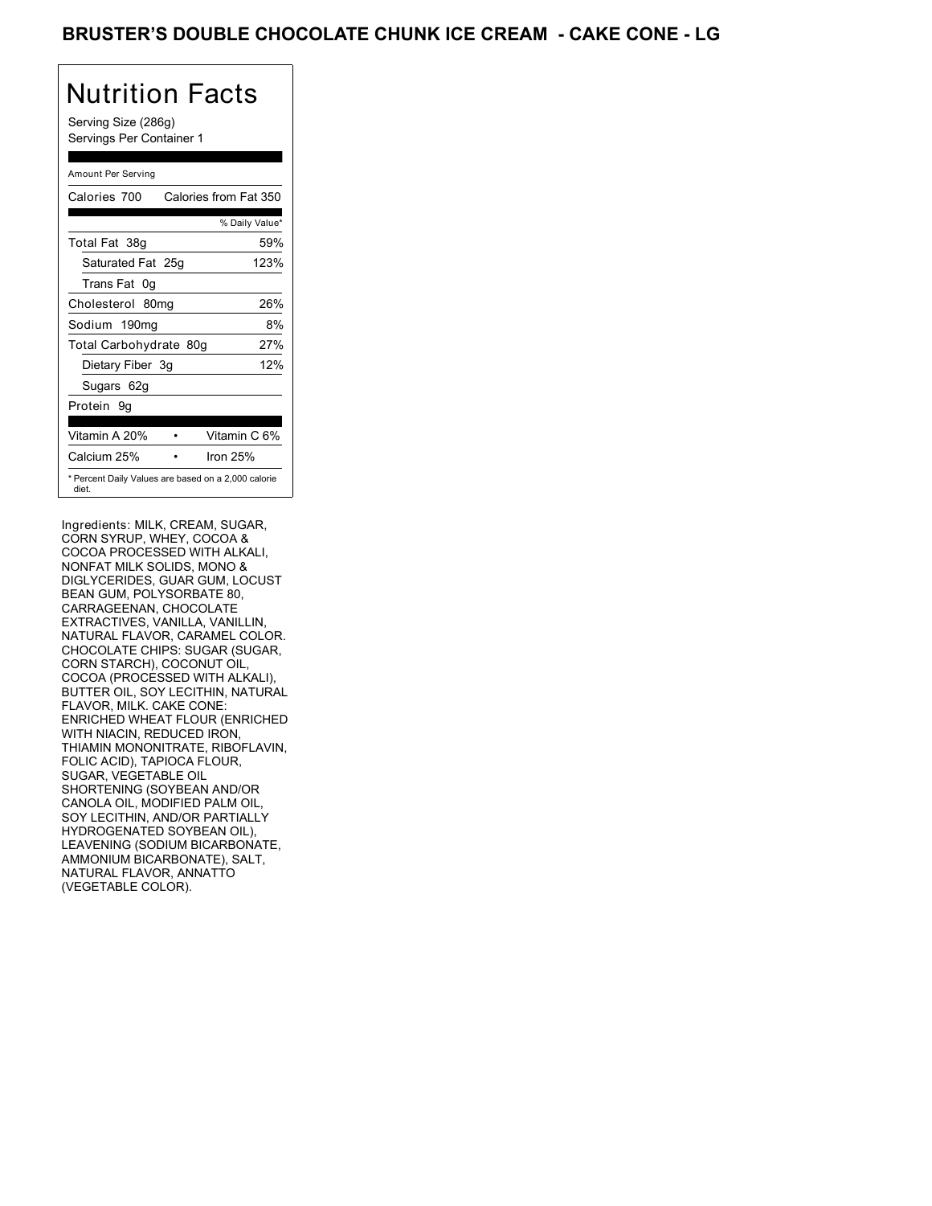# BRUSTER'S DOUBLE CHOCOLATE CHUNK ICE CREAM - CAKE CONE - LG

## Nutrition Facts

Serving Size (286g)
Servings Per Container 1

Amount Per Serving

| Calories 700 | Calories from Fat 350 |
|---|---|
| | % Daily Value* |
| Total Fat 38g | 59% |
| Saturated Fat 25g | 123% |
| Trans Fat 0g | |
| Cholesterol 80mg | 26% |
| Sodium 190mg | 8% |
| Total Carbohydrate 80g | 27% |
| Dietary Fiber 3g | 12% |
| Sugars 62g | |
| Protein 9g | |
| Vitamin A 20% | Vitamin C 6% |
| Calcium 25% | Iron 25% |

* Percent Daily Values are based on a 2,000 calorie diet.

Ingredients: MILK, CREAM, SUGAR, CORN SYRUP, WHEY, COCOA & COCOA PROCESSED WITH ALKALI, NONFAT MILK SOLIDS, MONO & DIGLYCERIDES, GUAR GUM, LOCUST BEAN GUM, POLYSORBATE 80, CARRAGEENAN, CHOCOLATE EXTRACTIVES, VANILLA, VANILLIN, NATURAL FLAVOR, CARAMEL COLOR. CHOCOLATE CHIPS: SUGAR (SUGAR, CORN STARCH), COCONUT OIL, COCOA (PROCESSED WITH ALKALI), BUTTER OIL, SOY LECITHIN, NATURAL FLAVOR, MILK. CAKE CONE: ENRICHED WHEAT FLOUR (ENRICHED WITH NIACIN, REDUCED IRON, THIAMIN MONONITRATE, RIBOFLAVIN, FOLIC ACID), TAPIOCA FLOUR, SUGAR, VEGETABLE OIL SHORTENING (SOYBEAN AND/OR CANOLA OIL, MODIFIED PALM OIL, SOY LECITHIN, AND/OR PARTIALLY HYDROGENATED SOYBEAN OIL), LEAVENING (SODIUM BICARBONATE, AMMONIUM BICARBONATE), SALT, NATURAL FLAVOR, ANNATTO (VEGETABLE COLOR).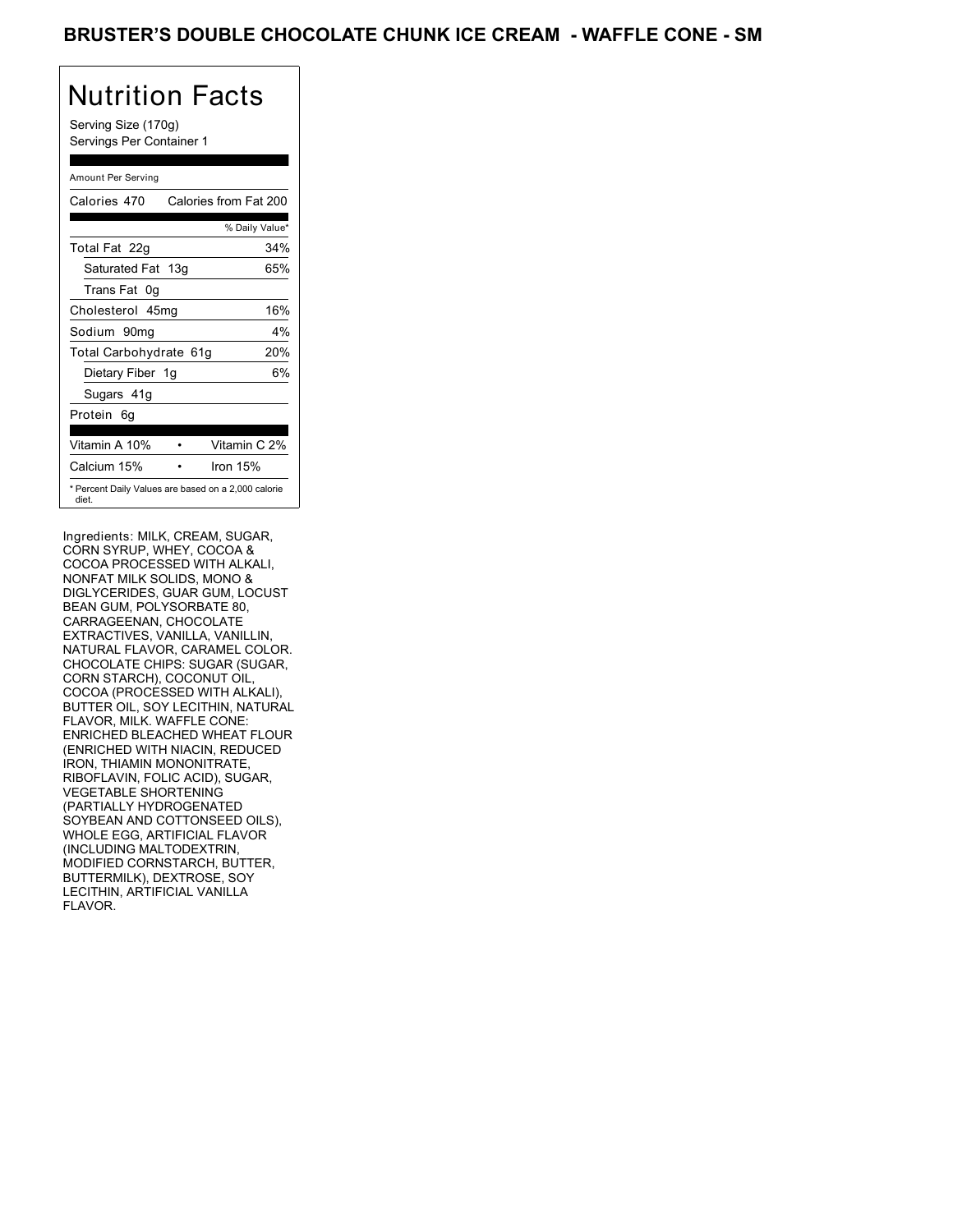# BRUSTER'S DOUBLE CHOCOLATE CHUNK ICE CREAM - WAFFLE CONE - SM

## Nutrition Facts

Serving Size (170g)
Servings Per Container 1

Amount Per Serving

| Calories 470 | Calories from Fat 200 |
|---|---|
| | % Daily Value* |
| Total Fat 22g | 34% |
| Saturated Fat 13g | 65% |
| Trans Fat 0g | |
| Cholesterol 45mg | 16% |
| Sodium 90mg | 4% |
| Total Carbohydrate 61g | 20% |
| Dietary Fiber 1g | 6% |
| Sugars 41g | |
| Protein 6g | |
| Vitamin A 10% • | Vitamin C 2% |
| Calcium 15% • | Iron 15% |

* Percent Daily Values are based on a 2,000 calorie diet.

Ingredients: MILK, CREAM, SUGAR, CORN SYRUP, WHEY, COCOA & COCOA PROCESSED WITH ALKALI, NONFAT MILK SOLIDS, MONO & DIGLYCERIDES, GUAR GUM, LOCUST BEAN GUM, POLYSORBATE 80, CARRAGEENAN, CHOCOLATE EXTRACTIVES, VANILLA, VANILLIN, NATURAL FLAVOR, CARAMEL COLOR. CHOCOLATE CHIPS: SUGAR (SUGAR, CORN STARCH), COCONUT OIL, COCOA (PROCESSED WITH ALKALI), BUTTER OIL, SOY LECITHIN, NATURAL FLAVOR, MILK. WAFFLE CONE: ENRICHED BLEACHED WHEAT FLOUR (ENRICHED WITH NIACIN, REDUCED IRON, THIAMIN MONONITRATE, RIBOFLAVIN, FOLIC ACID), SUGAR, VEGETABLE SHORTENING (PARTIALLY HYDROGENATED SOYBEAN AND COTTONSEED OILS), WHOLE EGG, ARTIFICIAL FLAVOR (INCLUDING MALTODEXTRIN, MODIFIED CORNSTARCH, BUTTER, BUTTERMILK), DEXTROSE, SOY LECITHIN, ARTIFICIAL VANILLA FLAVOR.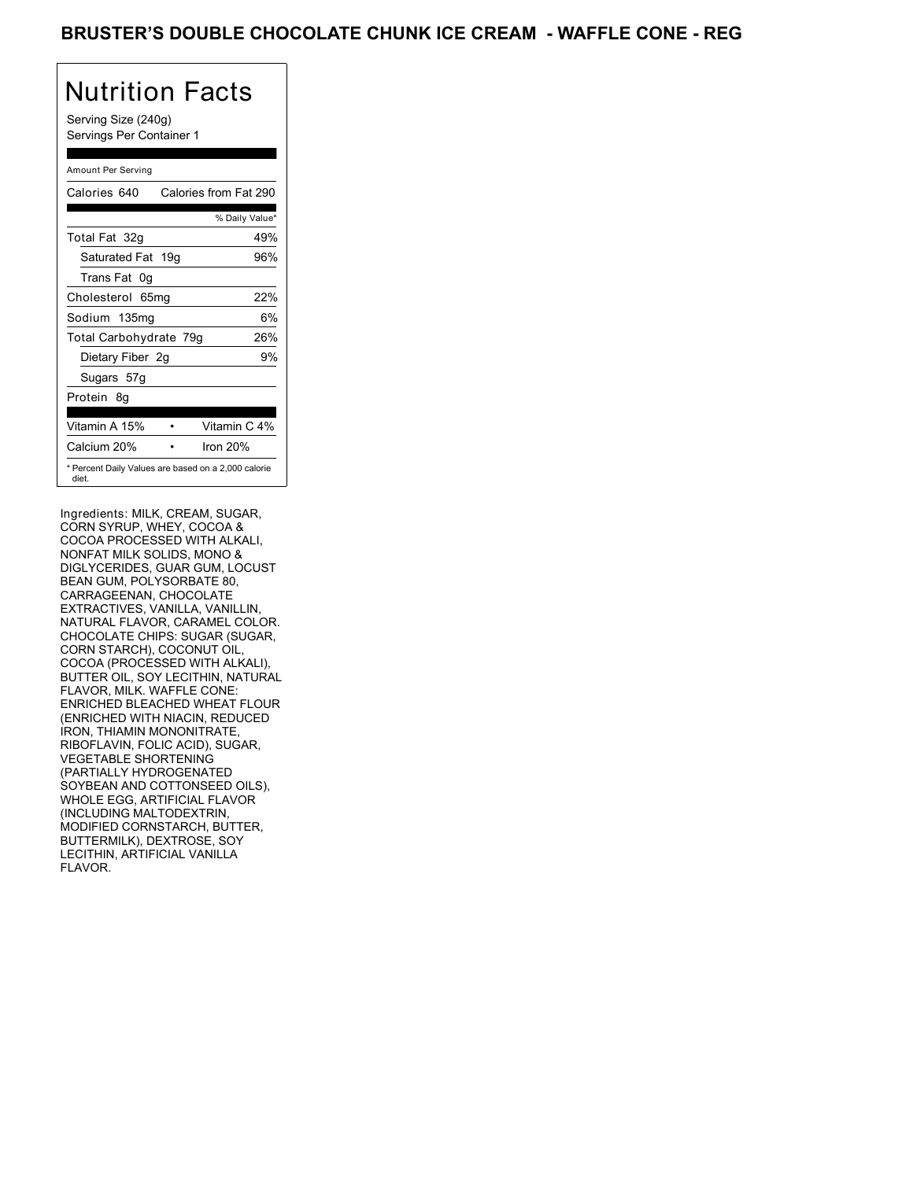# BRUSTER'S DOUBLE CHOCOLATE CHUNK ICE CREAM - WAFFLE CONE - REG

## Nutrition Facts

Serving Size (240g)
Servings Per Container 1

Amount Per Serving

| Calories 640 | Calories from Fat 290 |
|---|---|
| | % Daily Value* |
| Total Fat 32g | 49% |
| Saturated Fat 19g | 96% |
| Trans Fat 0g | |
| Cholesterol 65mg | 22% |
| Sodium 135mg | 6% |
| Total Carbohydrate 79g | 26% |
| Dietary Fiber 2g | 9% |
| Sugars 57g | |
| Protein 8g | |
| Vitamin A 15% | Vitamin C 4% |
| Calcium 20% | Iron 20% |

* Percent Daily Values are based on a 2,000 calorie diet.

Ingredients: MILK, CREAM, SUGAR, CORN SYRUP, WHEY, COCOA & COCOA PROCESSED WITH ALKALI, NONFAT MILK SOLIDS, MONO & DIGLYCERIDES, GUAR GUM, LOCUST BEAN GUM, POLYSORBATE 80, CARRAGEENAN, CHOCOLATE EXTRACTIVES, VANILLA, VANILLIN, NATURAL FLAVOR, CARAMEL COLOR. CHOCOLATE CHIPS: SUGAR (SUGAR, CORN STARCH), COCONUT OIL, COCOA (PROCESSED WITH ALKALI), BUTTER OIL, SOY LECITHIN, NATURAL FLAVOR, MILK. WAFFLE CONE: ENRICHED BLEACHED WHEAT FLOUR (ENRICHED WITH NIACIN, REDUCED IRON, THIAMIN MONONITRATE, RIBOFLAVIN, FOLIC ACID), SUGAR, VEGETABLE SHORTENING (PARTIALLY HYDROGENATED SOYBEAN AND COTTONSEED OILS), WHOLE EGG, ARTIFICIAL FLAVOR (INCLUDING MALTODEXTRIN, MODIFIED CORNSTARCH, BUTTER, BUTTERMILK), DEXTROSE, SOY LECITHIN, ARTIFICIAL VANILLA FLAVOR.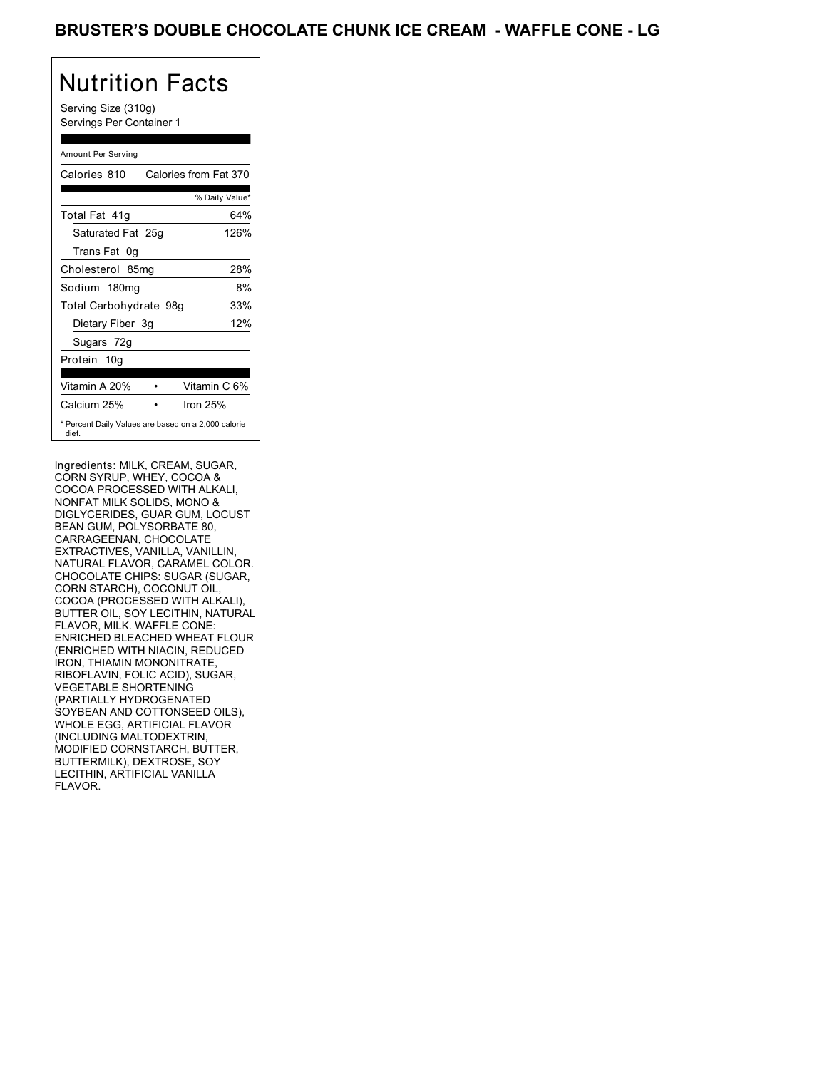# BRUSTER'S DOUBLE CHOCOLATE CHUNK ICE CREAM - WAFFLE CONE - LG

## Nutrition Facts

Serving Size (310g)
Servings Per Container 1

Amount Per Serving

| | |
|---|---|
| Calories 810 | Calories from Fat 370 |
| | % Daily Value* |
| Total Fat 41g | 64% |
| Saturated Fat 25g | 126% |
| Trans Fat 0g | |
| Cholesterol 85mg | 28% |
| Sodium 180mg | 8% |
| Total Carbohydrate 98g | 33% |
| Dietary Fiber 3g | 12% |
| Sugars 72g | |
| Protein 10g | |
| Vitamin A 20% | Vitamin C 6% |
| Calcium 25% | Iron 25% |

* Percent Daily Values are based on a 2,000 calorie diet.

Ingredients: MILK, CREAM, SUGAR, CORN SYRUP, WHEY, COCOA & COCOA PROCESSED WITH ALKALI, NONFAT MILK SOLIDS, MONO & DIGLYCERIDES, GUAR GUM, LOCUST BEAN GUM, POLYSORBATE 80, CARRAGEENAN, CHOCOLATE EXTRACTIVES, VANILLA, VANILLIN, NATURAL FLAVOR, CARAMEL COLOR. CHOCOLATE CHIPS: SUGAR (SUGAR, CORN STARCH), COCONUT OIL, COCOA (PROCESSED WITH ALKALI), BUTTER OIL, SOY LECITHIN, NATURAL FLAVOR, MILK. WAFFLE CONE: ENRICHED BLEACHED WHEAT FLOUR (ENRICHED WITH NIACIN, REDUCED IRON, THIAMIN MONONITRATE, RIBOFLAVIN, FOLIC ACID), SUGAR, VEGETABLE SHORTENING (PARTIALLY HYDROGENATED SOYBEAN AND COTTONSEED OILS), WHOLE EGG, ARTIFICIAL FLAVOR (INCLUDING MALTODEXTRIN, MODIFIED CORNSTARCH, BUTTER, BUTTERMILK), DEXTROSE, SOY LECITHIN, ARTIFICIAL VANILLA FLAVOR.